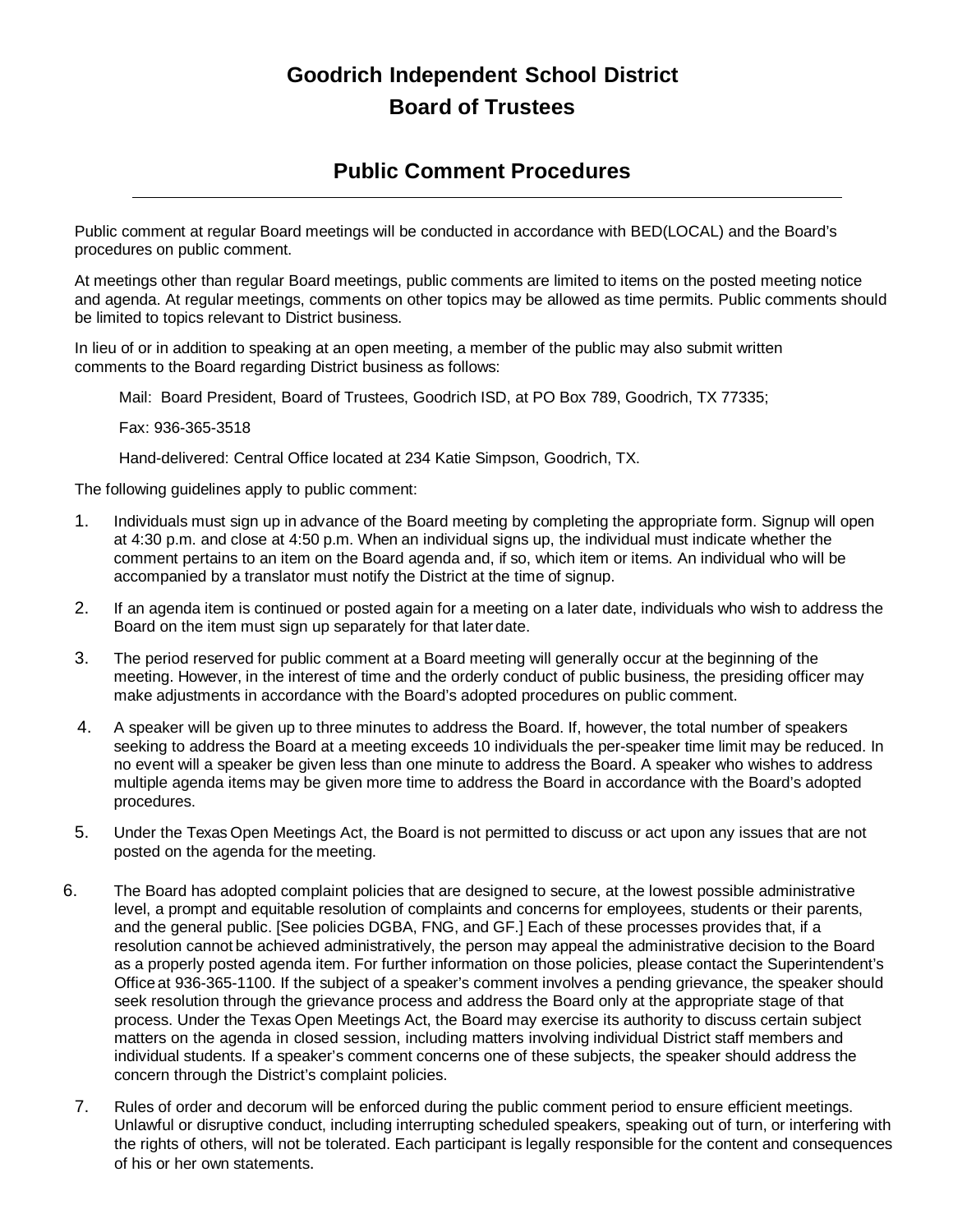# Goodrich Independent School District

# Board of Trustees

## Public Comment Procedures

---

Public comment at regular Board meetings will be conducted in accordance with BED(LOCAL) and the Board's procedures on public comment.

At meetings other than regular Board meetings, public comments are limited to items on the posted meeting notice and agenda. At regular meetings, comments on other topics may be allowed as time permits. Public comments should be limited to topics relevant to District business.

In lieu of or in addition to speaking at an open meeting, a member of the public may also submit written comments to the Board regarding District business as follows:

Mail: Board President, Board of Trustees, Goodrich ISD, at PO Box 789, Goodrich, TX 77335;

Fax: 936-365-3518

Hand-delivered: Central Office located at 234 Katie Simpson, Goodrich, TX.

The following guidelines apply to public comment:

1. Individuals must sign up in advance of the Board meeting by completing the appropriate form. Signup will open at 4:30 p.m. and close at 4:50 p.m. When an individual signs up, the individual must indicate whether the comment pertains to an item on the Board agenda and, if so, which item or items. An individual who will be accompanied by a translator must notify the District at the time of signup.
2. If an agenda item is continued or posted again for a meeting on a later date, individuals who wish to address the Board on the item must sign up separately for that later date.
3. The period reserved for public comment at a Board meeting will generally occur at the beginning of the meeting. However, in the interest of time and the orderly conduct of public business, the presiding officer may make adjustments in accordance with the Board's adopted procedures on public comment.
4. A speaker will be given up to three minutes to address the Board. If, however, the total number of speakers seeking to address the Board at a meeting exceeds 10 individuals the per-speaker time limit may be reduced. In no event will a speaker be given less than one minute to address the Board. A speaker who wishes to address multiple agenda items may be given more time to address the Board in accordance with the Board's adopted procedures.
5. Under the Texas Open Meetings Act, the Board is not permitted to discuss or act upon any issues that are not posted on the agenda for the meeting.
6. The Board has adopted complaint policies that are designed to secure, at the lowest possible administrative level, a prompt and equitable resolution of complaints and concerns for employees, students or their parents, and the general public. [See policies DGBA, FNG, and GF.] Each of these processes provides that, if a resolution cannot be achieved administratively, the person may appeal the administrative decision to the Board as a properly posted agenda item. For further information on those policies, please contact the Superintendent's Office at 936-365-1100. If the subject of a speaker's comment involves a pending grievance, the speaker should seek resolution through the grievance process and address the Board only at the appropriate stage of that process. Under the Texas Open Meetings Act, the Board may exercise its authority to discuss certain subject matters on the agenda in closed session, including matters involving individual District staff members and individual students. If a speaker's comment concerns one of these subjects, the speaker should address the concern through the District's complaint policies.
7. Rules of order and decorum will be enforced during the public comment period to ensure efficient meetings. Unlawful or disruptive conduct, including interrupting scheduled speakers, speaking out of turn, or interfering with the rights of others, will not be tolerated. Each participant is legally responsible for the content and consequences of his or her own statements.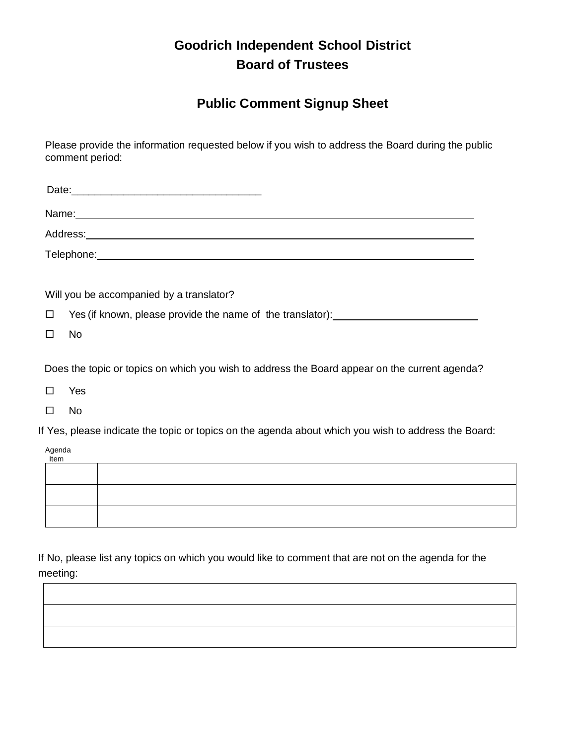# Goodrich Independent School District
## Board of Trustees

## Public Comment Signup Sheet

Please provide the information requested below if you wish to address the Board during the public comment period:

Date:________________________________

Name:________________________________________________________________________

Address:______________________________________________________________________

Telephone:____________________________________________________________________

Will you be accompanied by a translator?

- ☐ Yes (if known, please provide the name of the translator):________________________
- ☐ No

Does the topic or topics on which you wish to address the Board appear on the current agenda?

- ☐ Yes
- ☐ No

If Yes, please indicate the topic or topics on the agenda about which you wish to address the Board:

| Agenda Item | |
|---|---|
| | |
| | |
| | |

If No, please list any topics on which you would like to comment that are not on the agenda for the meeting:

| |
|---|
| |
| |
| |